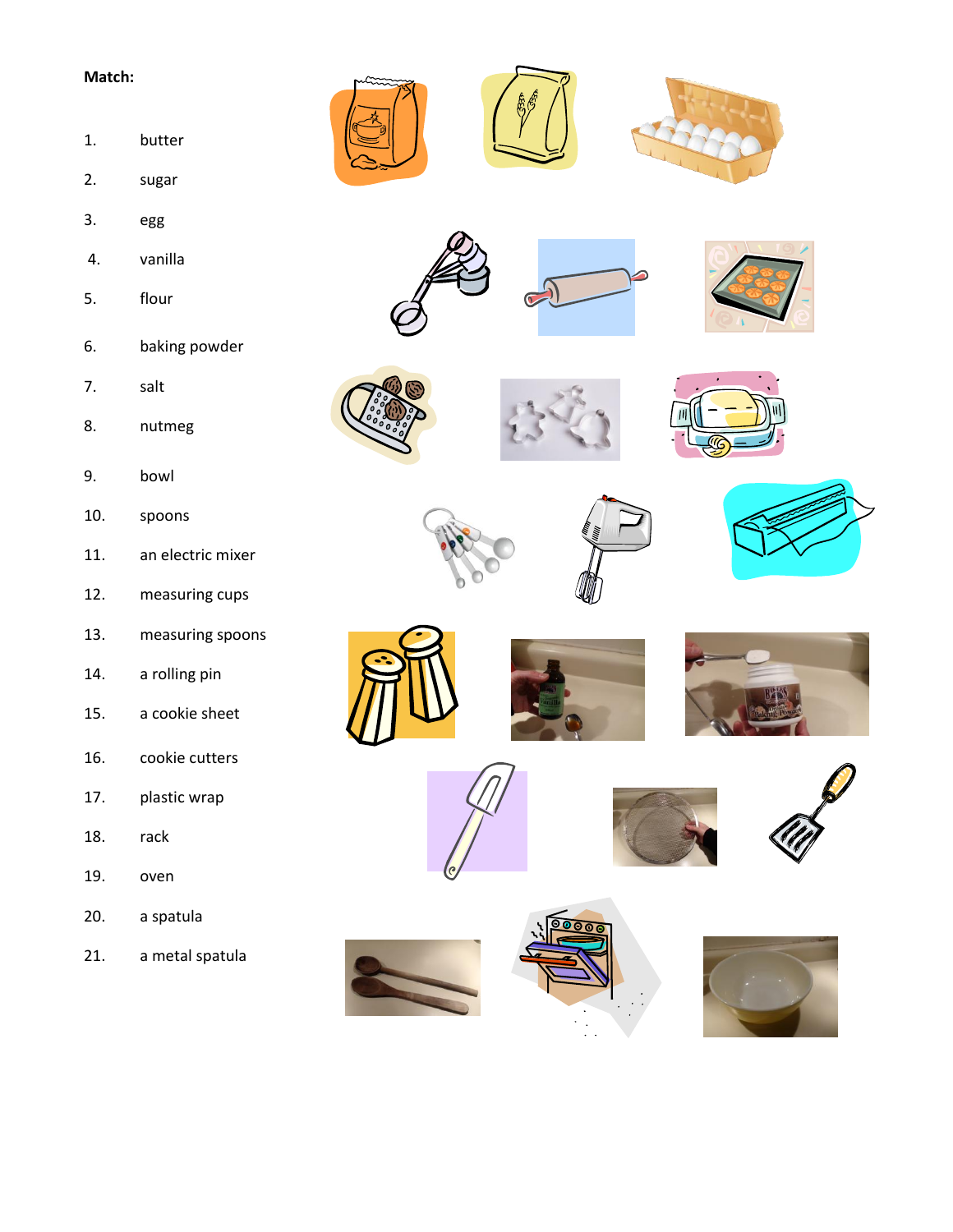**Match:**

1. butter
2. sugar
3. egg
4. vanilla
5. flour
6. baking powder
7. salt
8. nutmeg
9. bowl
10. spoons
11. an electric mixer
12. measuring cups
13. measuring spoons
14. a rolling pin
15. a cookie sheet
16. cookie cutters
17. plastic wrap
18. rack
19. oven
20. a spatula
21. a metal spatula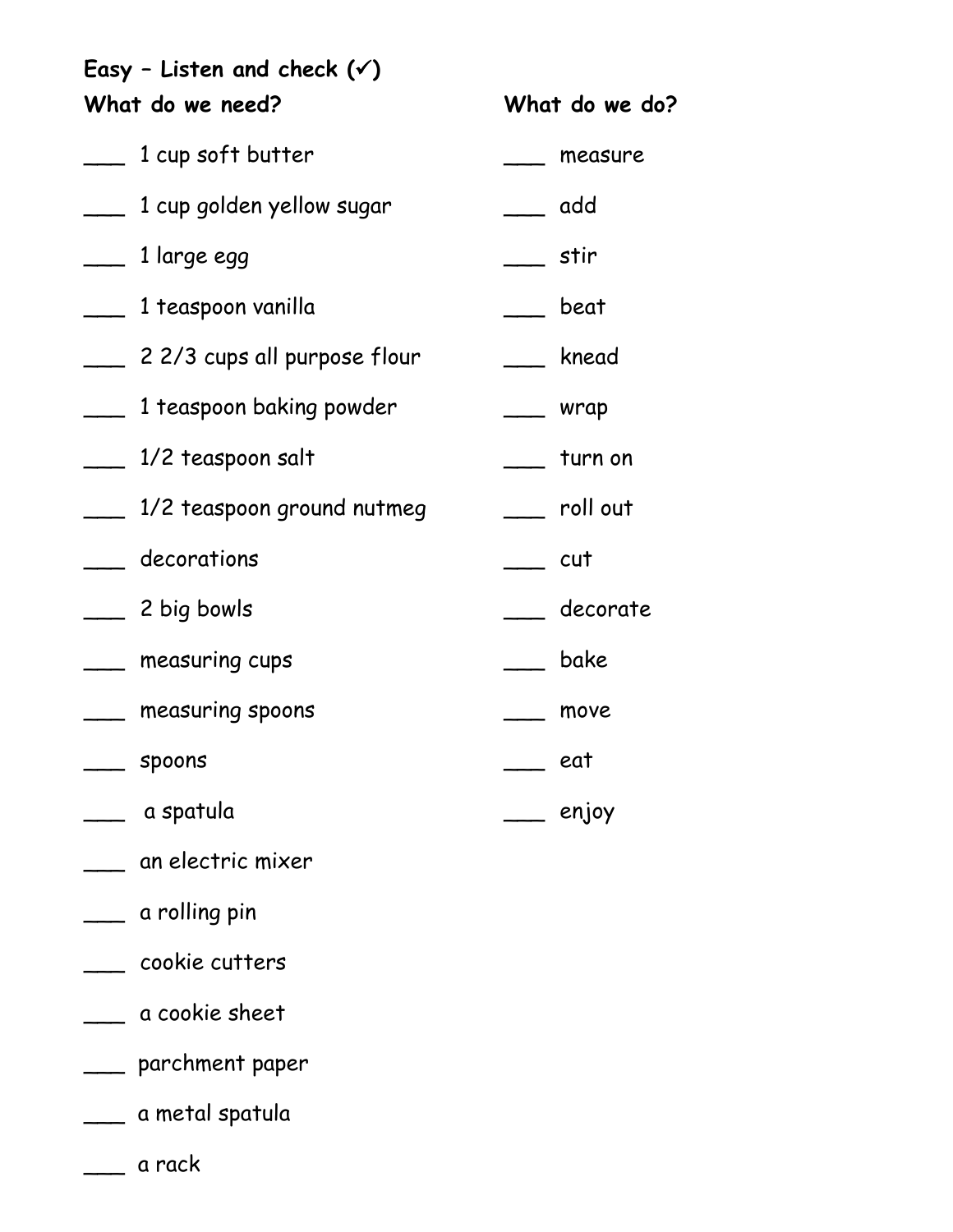**Easy – Listen and check (✓)**

**What do we need?**

___ 1 cup soft butter

___ 1 cup golden yellow sugar

___ 1 large egg

___ 1 teaspoon vanilla

___ 2 2/3 cups all purpose flour

___ 1 teaspoon baking powder

___ 1/2 teaspoon salt

___ 1/2 teaspoon ground nutmeg

___ decorations

___ 2 big bowls

___ measuring cups

___ measuring spoons

___ spoons

___ a spatula

___ an electric mixer

___ a rolling pin

___ cookie cutters

___ a cookie sheet

___ parchment paper

___ a metal spatula

___ a rack

**What do we do?**

___ measure

___ add

___ stir

___ beat

___ knead

___ wrap

___ turn on

___ roll out

___ cut

___ decorate

___ bake

___ move

___ eat

___ enjoy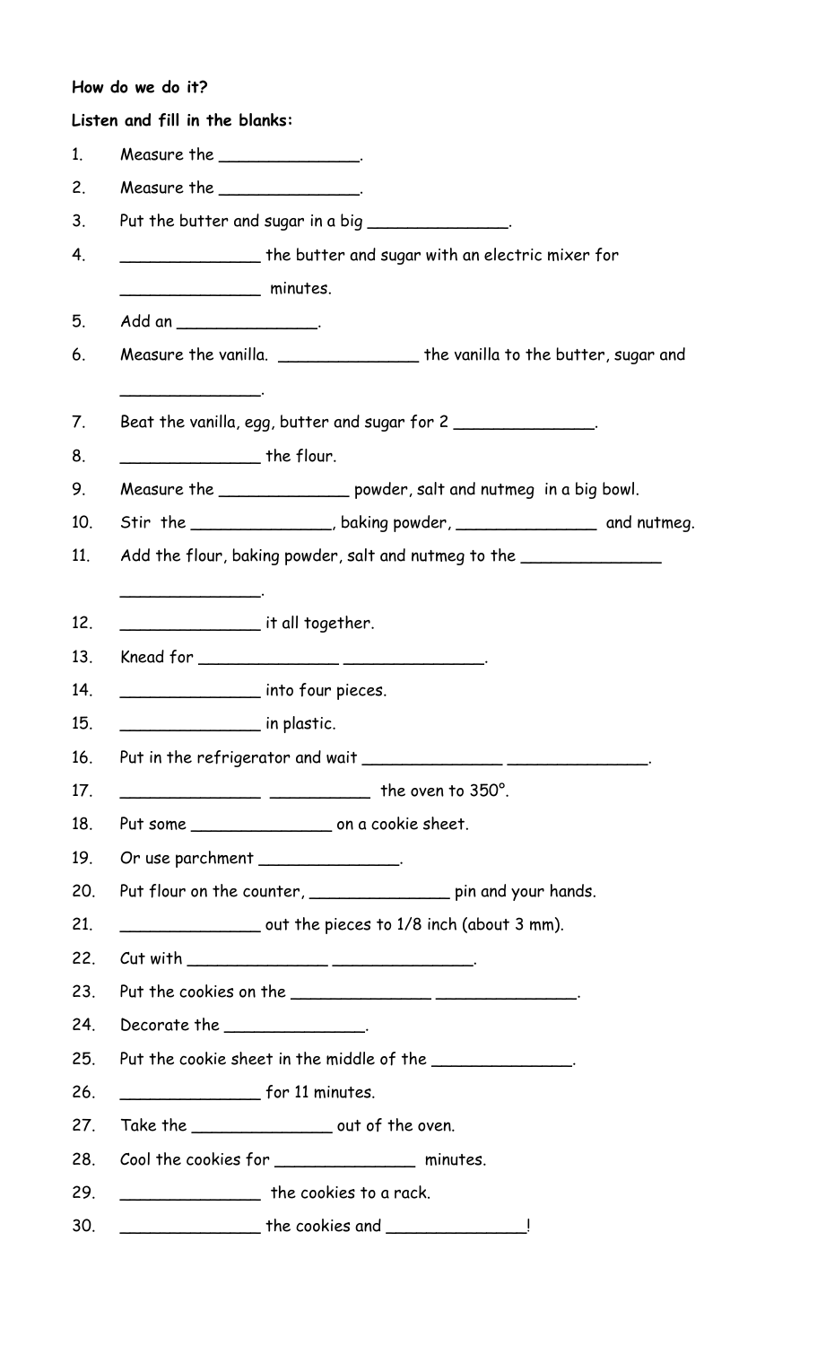**How do we do it?**

**Listen and fill in the blanks:**

1. Measure the ______________.
2. Measure the ______________.
3. Put the butter and sugar in a big ______________.
4. ______________ the butter and sugar with an electric mixer for ______________ minutes.
5. Add an ______________.
6. Measure the vanilla. ______________ the vanilla to the butter, sugar and ______________.
7. Beat the vanilla, egg, butter and sugar for 2 ______________.
8. ______________ the flour.
9. Measure the _____________ powder, salt and nutmeg in a big bowl.
10. Stir the ______________, baking powder, ______________ and nutmeg.
11. Add the flour, baking powder, salt and nutmeg to the ______________ ______________.
12. ______________ it all together.
13. Knead for ______________ ______________.
14. ______________ into four pieces.
15. ______________ in plastic.
16. Put in the refrigerator and wait ______________ ______________.
17. ______________ __________ the oven to 350°.
18. Put some ______________ on a cookie sheet.
19. Or use parchment ______________.
20. Put flour on the counter, ______________ pin and your hands.
21. ______________ out the pieces to 1/8 inch (about 3 mm).
22. Cut with ______________ ______________.
23. Put the cookies on the ______________ ______________.
24. Decorate the ______________.
25. Put the cookie sheet in the middle of the ______________.
26. ______________ for 11 minutes.
27. Take the ______________ out of the oven.
28. Cool the cookies for ______________ minutes.
29. ______________ the cookies to a rack.
30. ______________ the cookies and ______________!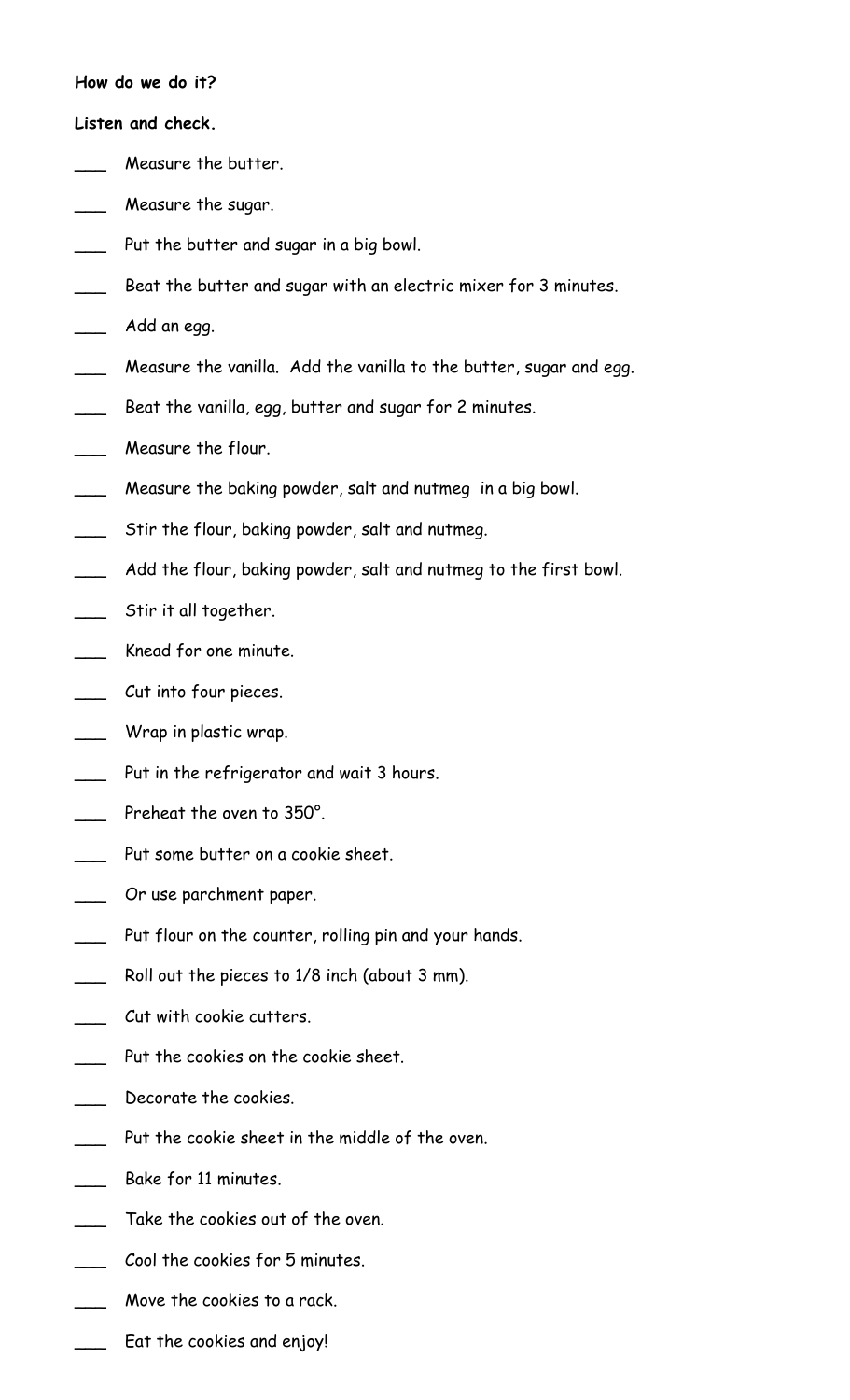**How do we do it?**

**Listen and check.**

___ Measure the butter.

___ Measure the sugar.

___ Put the butter and sugar in a big bowl.

___ Beat the butter and sugar with an electric mixer for 3 minutes.

___ Add an egg.

___ Measure the vanilla. Add the vanilla to the butter, sugar and egg.

___ Beat the vanilla, egg, butter and sugar for 2 minutes.

___ Measure the flour.

___ Measure the baking powder, salt and nutmeg in a big bowl.

___ Stir the flour, baking powder, salt and nutmeg.

___ Add the flour, baking powder, salt and nutmeg to the first bowl.

___ Stir it all together.

___ Knead for one minute.

___ Cut into four pieces.

___ Wrap in plastic wrap.

___ Put in the refrigerator and wait 3 hours.

___ Preheat the oven to 350°.

___ Put some butter on a cookie sheet.

___ Or use parchment paper.

___ Put flour on the counter, rolling pin and your hands.

___ Roll out the pieces to 1/8 inch (about 3 mm).

___ Cut with cookie cutters.

___ Put the cookies on the cookie sheet.

___ Decorate the cookies.

___ Put the cookie sheet in the middle of the oven.

___ Bake for 11 minutes.

___ Take the cookies out of the oven.

___ Cool the cookies for 5 minutes.

___ Move the cookies to a rack.

___ Eat the cookies and enjoy!